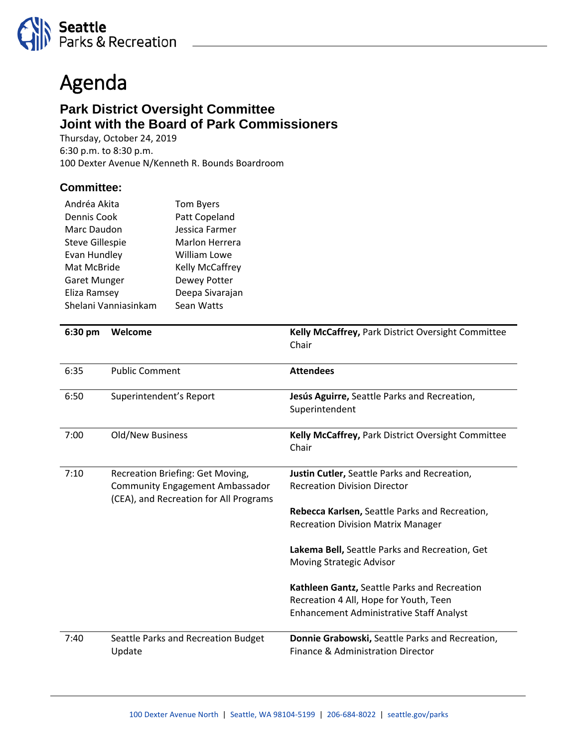Seattle Parks & Recreation

# Agenda

## Park District Oversight Committee
## Joint with the Board of Park Commissioners

Thursday, October 24, 2019
6:30 p.m. to 8:30 p.m.
100 Dexter Avenue N/Kenneth R. Bounds Boardroom

### Committee:

| | |
|---|---|
| Andréa Akita | Tom Byers |
| Dennis Cook | Patt Copeland |
| Marc Daudon | Jessica Farmer |
| Steve Gillespie | Marlon Herrera |
| Evan Hundley | William Lowe |
| Mat McBride | Kelly McCaffrey |
| Garet Munger | Dewey Potter |
| Eliza Ramsey | Deepa Sivarajan |
| Shelani Vanniasinkam | Sean Watts |

| **6:30 pm** | **Welcome** | **Kelly McCaffrey,** Park District Oversight Committee Chair |
|---|---|---|
| 6:35 | Public Comment | **Attendees** |
| 6:50 | Superintendent's Report | **Jesús Aguirre,** Seattle Parks and Recreation, Superintendent |
| 7:00 | Old/New Business | **Kelly McCaffrey,** Park District Oversight Committee Chair |
| 7:10 | Recreation Briefing: Get Moving, Community Engagement Ambassador (CEA), and Recreation for All Programs | **Justin Cutler,** Seattle Parks and Recreation, Recreation Division Director<br><br>**Rebecca Karlsen,** Seattle Parks and Recreation, Recreation Division Matrix Manager<br><br>**Lakema Bell,** Seattle Parks and Recreation, Get Moving Strategic Advisor<br><br>**Kathleen Gantz,** Seattle Parks and Recreation Recreation 4 All, Hope for Youth, Teen Enhancement Administrative Staff Analyst |
| 7:40 | Seattle Parks and Recreation Budget Update | **Donnie Grabowski,** Seattle Parks and Recreation, Finance & Administration Director |

100 Dexter Avenue North | Seattle, WA 98104-5199 | 206-684-8022 | seattle.gov/parks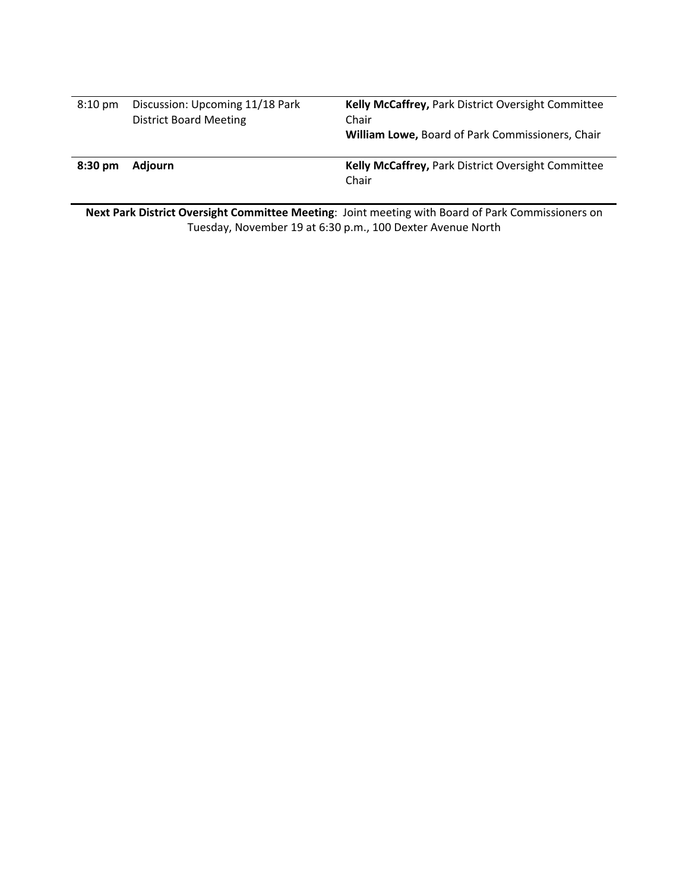| | | |
|---|---|---|
| 8:10 pm | Discussion: Upcoming 11/18 Park District Board Meeting | **Kelly McCaffrey,** Park District Oversight Committee Chair<br>**William Lowe,** Board of Park Commissioners, Chair |
| **8:30 pm** | **Adjourn** | **Kelly McCaffrey,** Park District Oversight Committee Chair |

**Next Park District Oversight Committee Meeting**: Joint meeting with Board of Park Commissioners on Tuesday, November 19 at 6:30 p.m., 100 Dexter Avenue North